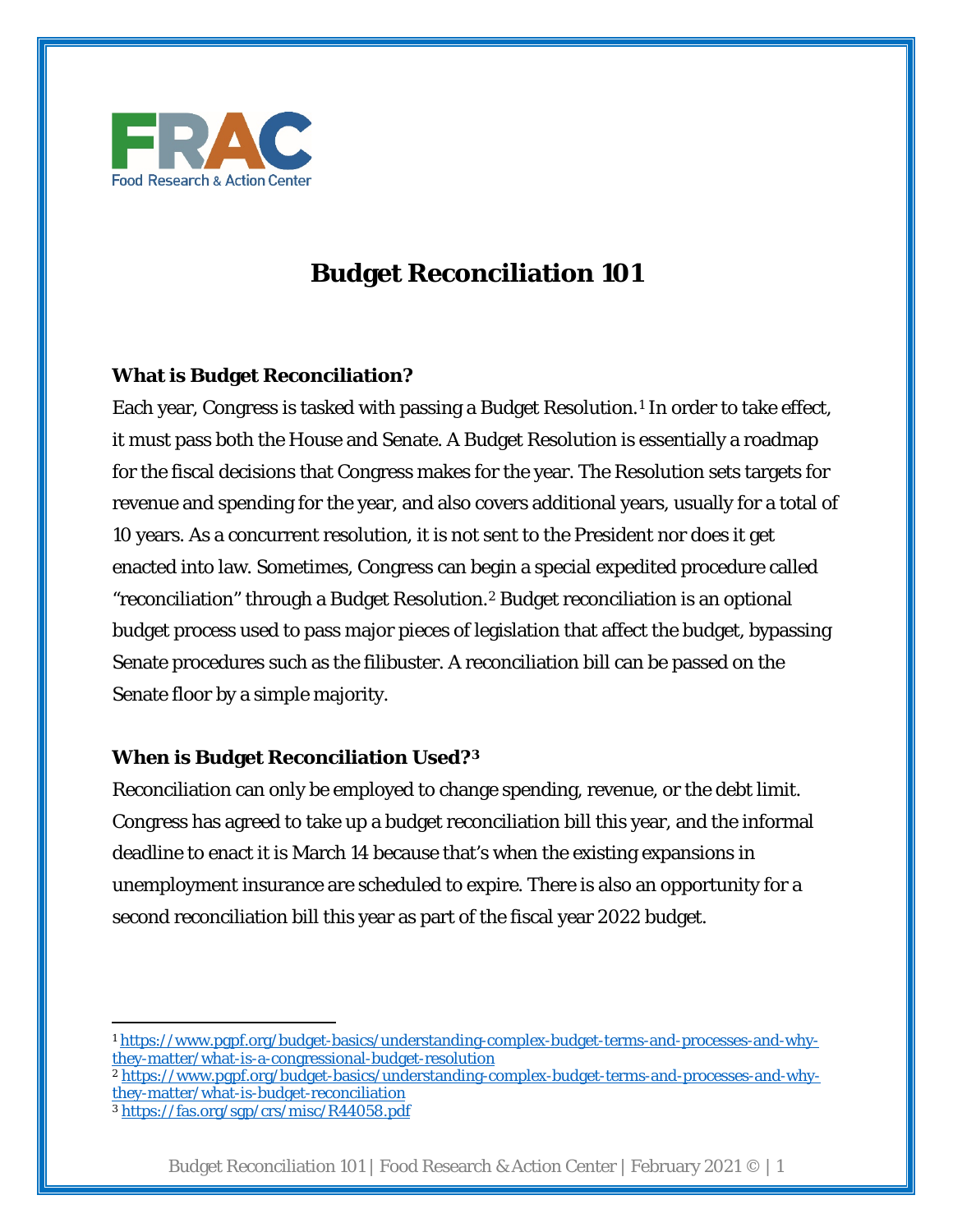FRAC
Food Research & Action Center

# Budget Reconciliation 101

### What is Budget Reconciliation?

Each year, Congress is tasked with passing a Budget Resolution.[1] In order to take effect, it must pass both the House and Senate. A Budget Resolution is essentially a roadmap for the fiscal decisions that Congress makes for the year. The Resolution sets targets for revenue and spending for the year, and also covers additional years, usually for a total of 10 years. As a concurrent resolution, it is not sent to the President nor does it get enacted into law. Sometimes, Congress can begin a special expedited procedure called "reconciliation" through a Budget Resolution.[2] Budget reconciliation is an optional budget process used to pass major pieces of legislation that affect the budget, bypassing Senate procedures such as the filibuster. A reconciliation bill can be passed on the Senate floor by a simple majority.

### When is Budget Reconciliation Used?[3]

Reconciliation can only be employed to change spending, revenue, or the debt limit. Congress has agreed to take up a budget reconciliation bill this year, and the informal deadline to enact it is March 14 because that's when the existing expansions in unemployment insurance are scheduled to expire. There is also an opportunity for a second reconciliation bill this year as part of the fiscal year 2022 budget.

---

[1] https://www.pgpf.org/budget-basics/understanding-complex-budget-terms-and-processes-and-why-they-matter/what-is-a-congressional-budget-resolution

[2] https://www.pgpf.org/budget-basics/understanding-complex-budget-terms-and-processes-and-why-they-matter/what-is-budget-reconciliation

[3] https://fas.org/sgp/crs/misc/R44058.pdf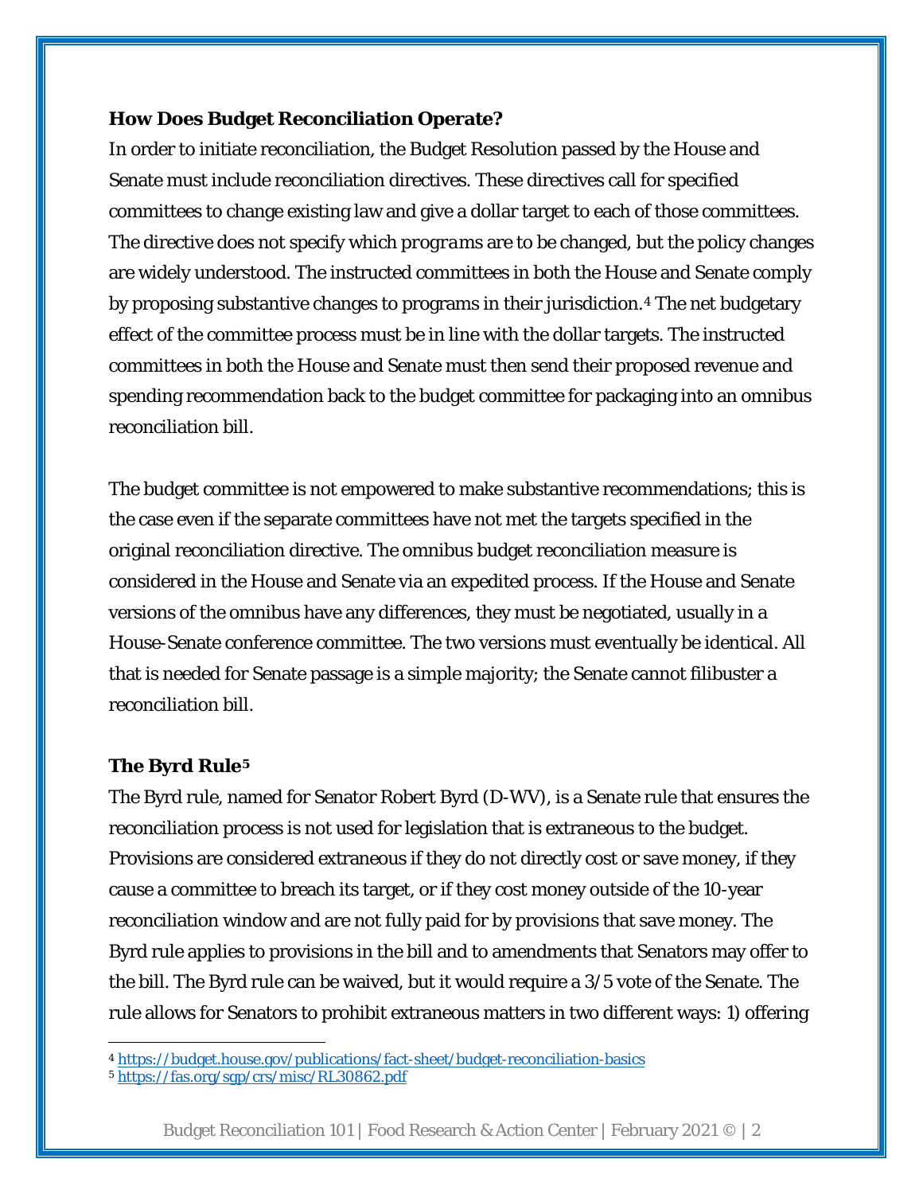**How Does Budget Reconciliation Operate?**

In order to initiate reconciliation, the Budget Resolution passed by the House and Senate must include reconciliation directives. These directives call for specified committees to change existing law and give a dollar target to each of those committees. The directive does not specify which *programs* are to be changed, but the policy changes are widely understood. The instructed committees in both the House and Senate comply by proposing substantive changes to programs in their jurisdiction.[4] The net budgetary effect of the committee process must be in line with the dollar targets. The instructed committees in both the House and Senate must then send their proposed revenue and spending recommendation back to the budget committee for packaging into an omnibus reconciliation bill.

The budget committee is not empowered to make substantive recommendations; this is the case even if the separate committees have not met the targets specified in the original reconciliation directive. The omnibus budget reconciliation measure is considered in the House and Senate via an expedited process. If the House and Senate versions of the omnibus have any differences, they must be negotiated, usually in a House-Senate conference committee. The two versions must eventually be identical. All that is needed for Senate passage is a simple majority; the Senate cannot filibuster a reconciliation bill.

**The Byrd Rule[5]**

The Byrd rule, named for Senator Robert Byrd (D-WV), is a Senate rule that ensures the reconciliation process is not used for legislation that is extraneous to the budget. Provisions are considered extraneous if they do not directly cost or save money, if they cause a committee to breach its target, or if they cost money outside of the 10-year reconciliation window and are not fully paid for by provisions that save money. The Byrd rule applies to provisions in the bill and to amendments that Senators may offer to the bill. The Byrd rule can be waived, but it would require a 3/5 vote of the Senate. The rule allows for Senators to prohibit extraneous matters in two different ways: 1) offering

---

[4] https://budget.house.gov/publications/fact-sheet/budget-reconciliation-basics

[5] https://fas.org/sgp/crs/misc/RL30862.pdf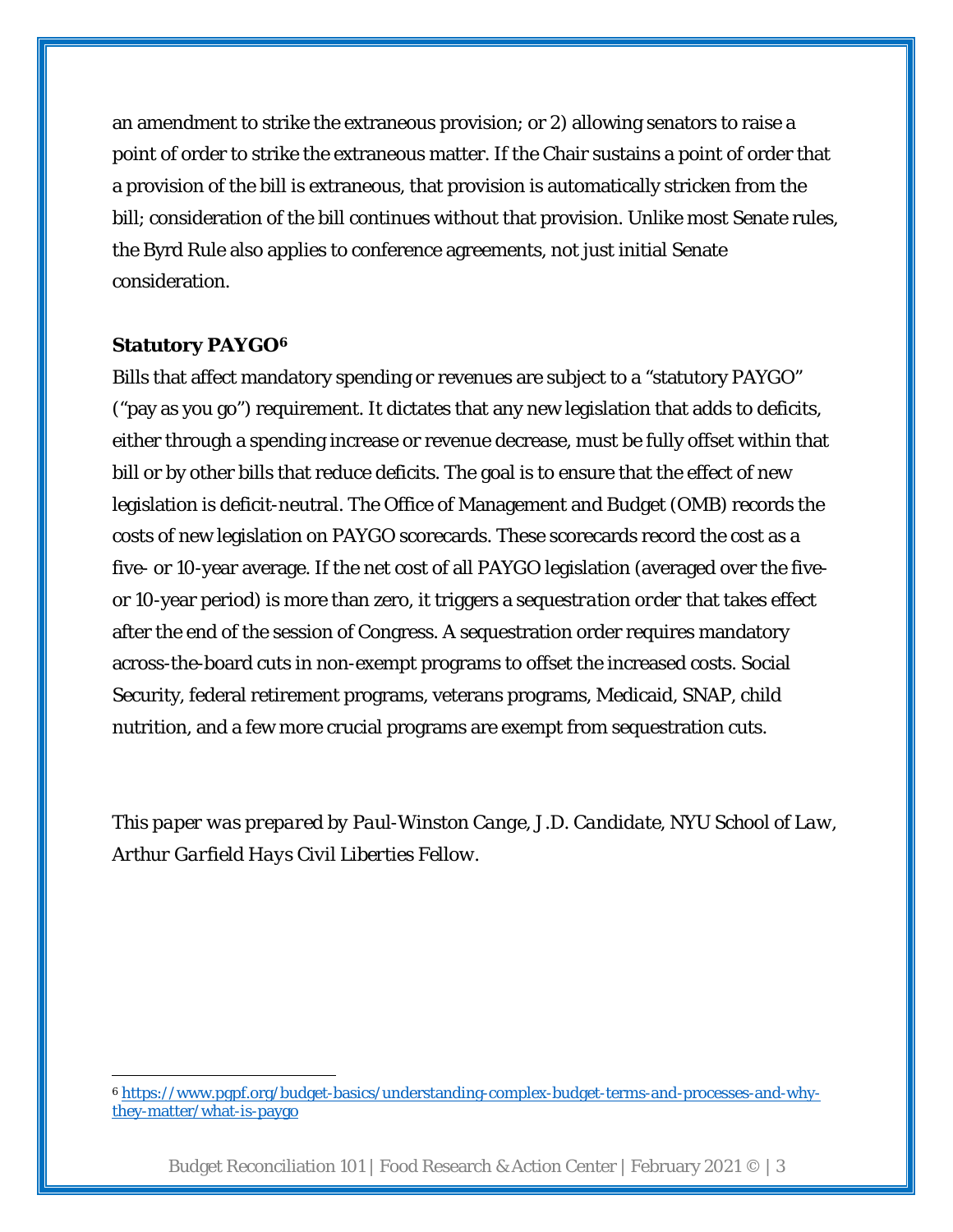an amendment to strike the extraneous provision; or 2) allowing senators to raise a point of order to strike the extraneous matter. If the Chair sustains a point of order that a provision of the bill is extraneous, that provision is automatically stricken from the bill; consideration of the bill continues without that provision. Unlike most Senate rules, the Byrd Rule also applies to conference agreements, not just initial Senate consideration.

**Statutory PAYGO[6]**

Bills that affect mandatory spending or revenues are subject to a "statutory PAYGO" ("pay as you go") requirement. It dictates that any new legislation that adds to deficits, either through a spending increase or revenue decrease, must be fully offset within that bill or by other bills that reduce deficits. The goal is to ensure that the effect of new legislation is deficit-neutral. The Office of Management and Budget (OMB) records the costs of new legislation on PAYGO scorecards. These scorecards record the cost as a five- or 10-year average. If the net cost of all PAYGO legislation (averaged over the five- or 10-year period) is more than zero, it triggers a *sequestration order* that takes effect after the end of the session of Congress. A sequestration order requires mandatory across-the-board cuts in non-exempt programs to offset the increased costs. Social Security, federal retirement programs, veterans programs, Medicaid, SNAP, child nutrition, and a few more crucial programs are exempt from sequestration cuts.

*This paper was prepared by Paul-Winston Cange, J.D. Candidate, NYU School of Law, Arthur Garfield Hays Civil Liberties Fellow.*

---

[6] https://www.pgpf.org/budget-basics/understanding-complex-budget-terms-and-processes-and-why-they-matter/what-is-paygo